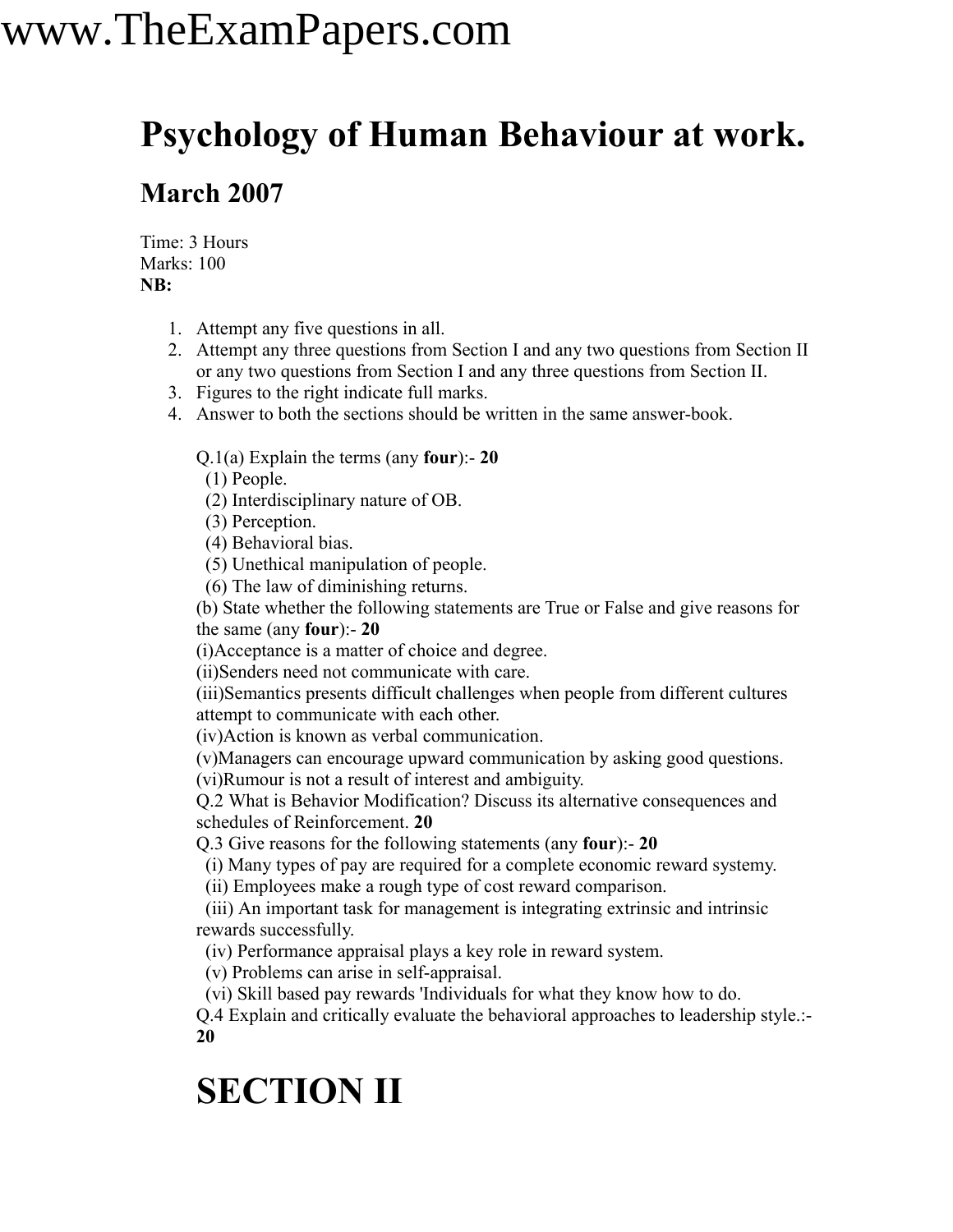# Psychology of Human Behaviour at work.

## March 2007

Time: 3 Hours
Marks: 100
**NB:**

1. Attempt any five questions in all.
2. Attempt any three questions from Section I and any two questions from Section II or any two questions from Section I and any three questions from Section II.
3. Figures to the right indicate full marks.
4. Answer to both the sections should be written in the same answer-book.

Q.1(a) Explain the terms (any **four**):- **20**
(1) People.
(2) Interdisciplinary nature of OB.
(3) Perception.
(4) Behavioral bias.
(5) Unethical manipulation of people.
(6) The law of diminishing returns.

(b) State whether the following statements are True or False and give reasons for the same (any **four**):- **20**
(i)Acceptance is a matter of choice and degree.
(ii)Senders need not communicate with care.
(iii)Semantics presents difficult challenges when people from different cultures attempt to communicate with each other.
(iv)Action is known as verbal communication.
(v)Managers can encourage upward communication by asking good questions.
(vi)Rumour is not a result of interest and ambiguity.

Q.2 What is Behavior Modification? Discuss its alternative consequences and schedules of Reinforcement. **20**

Q.3 Give reasons for the following statements (any **four**):- **20**
(i) Many types of pay are required for a complete economic reward systemy.
(ii) Employees make a rough type of cost reward comparison.
(iii) An important task for management is integrating extrinsic and intrinsic rewards successfully.
(iv) Performance appraisal plays a key role in reward system.
(v) Problems can arise in self-appraisal.
(vi) Skill based pay rewards 'Individuals for what they know how to do.

Q.4 Explain and critically evaluate the behavioral approaches to leadership style.:- **20**

# SECTION II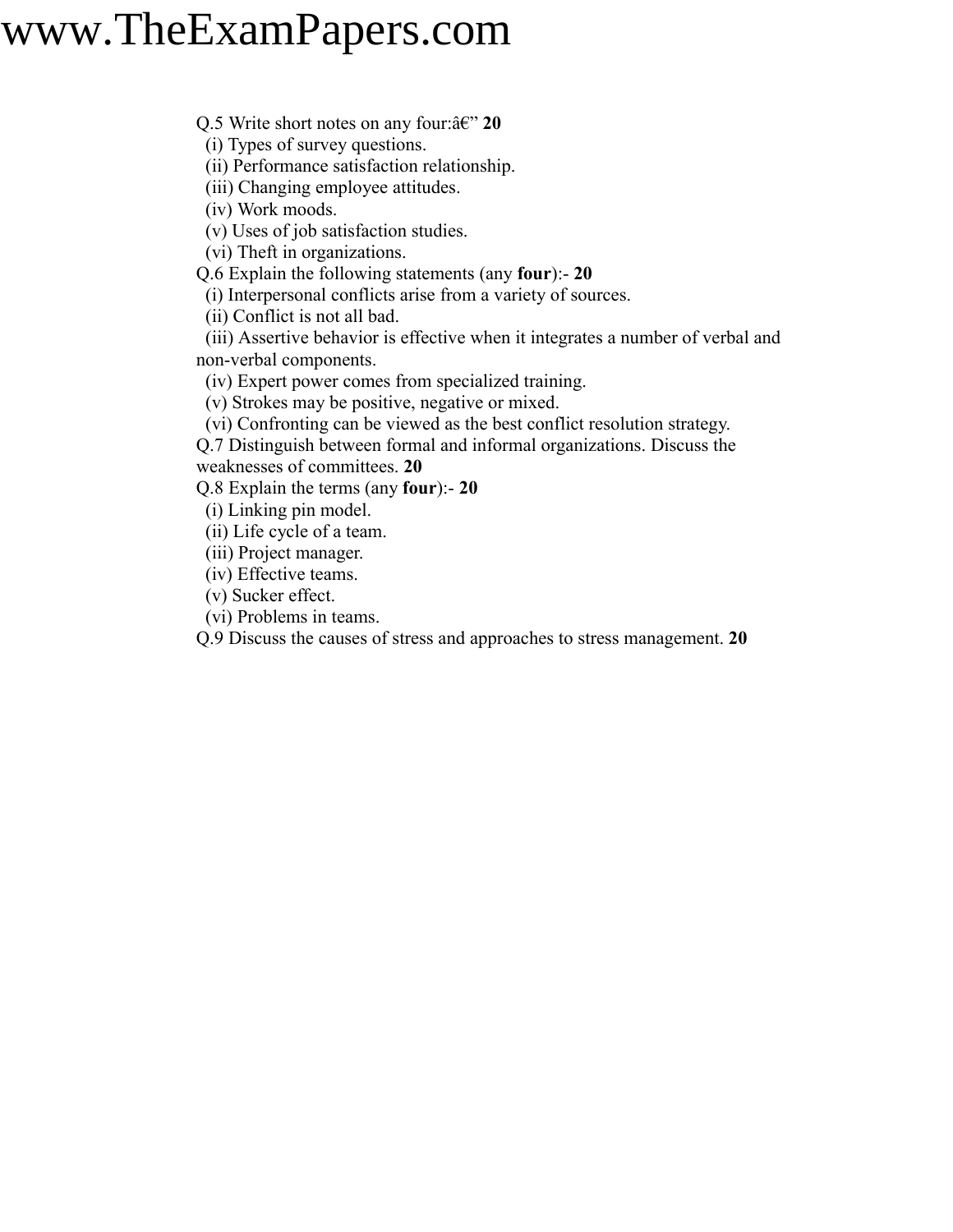Q.5 Write short notes on any four:â€” **20**

(i) Types of survey questions.
(ii) Performance satisfaction relationship.
(iii) Changing employee attitudes.
(iv) Work moods.
(v) Uses of job satisfaction studies.
(vi) Theft in organizations.

Q.6 Explain the following statements (any **four**):- **20**

(i) Interpersonal conflicts arise from a variety of sources.
(ii) Conflict is not all bad.
(iii) Assertive behavior is effective when it integrates a number of verbal and non-verbal components.
(iv) Expert power comes from specialized training.
(v) Strokes may be positive, negative or mixed.
(vi) Confronting can be viewed as the best conflict resolution strategy.

Q.7 Distinguish between formal and informal organizations. Discuss the weaknesses of committees. **20**

Q.8 Explain the terms (any **four**):- **20**

(i) Linking pin model.
(ii) Life cycle of a team.
(iii) Project manager.
(iv) Effective teams.
(v) Sucker effect.
(vi) Problems in teams.

Q.9 Discuss the causes of stress and approaches to stress management. **20**